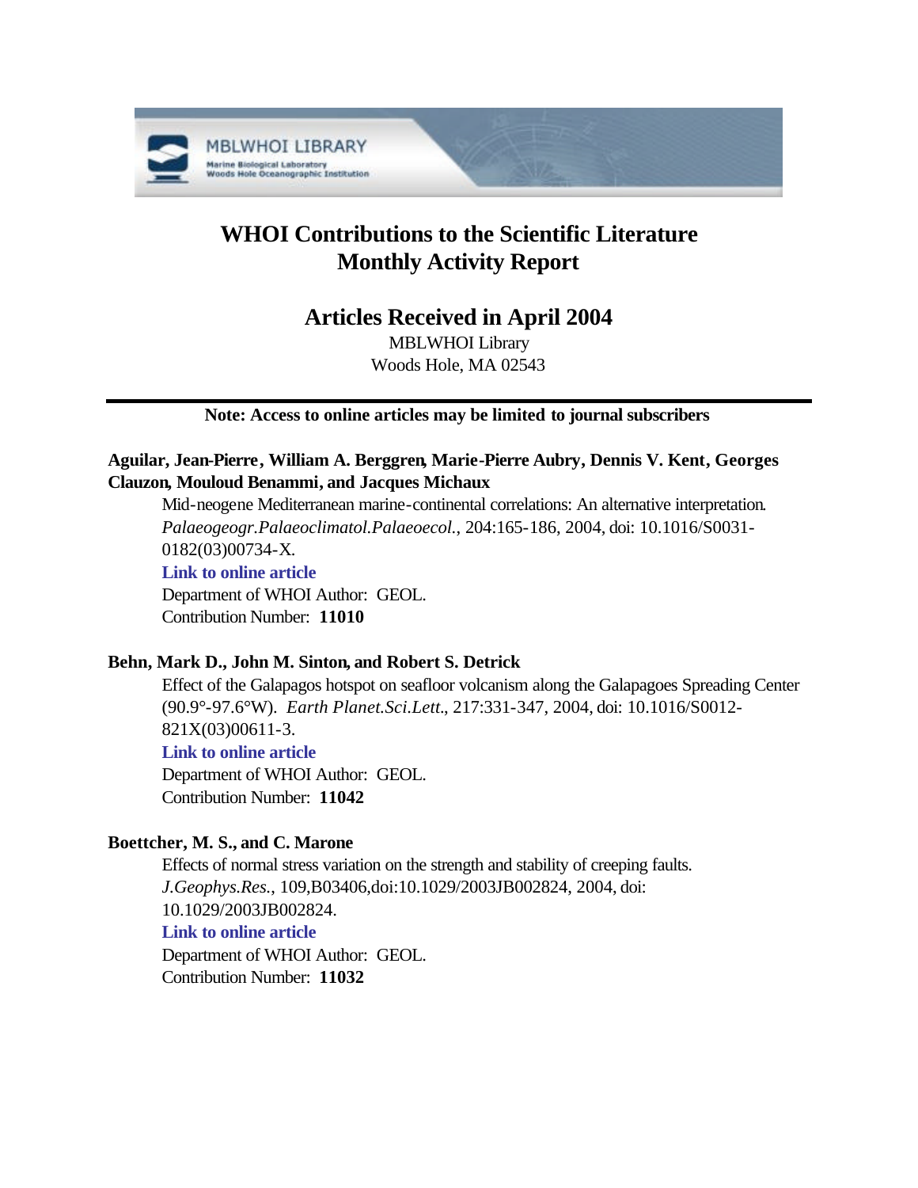# WHOI Contributions to the Scientific Literature
# Monthly Activity Report

## Articles Received in April 2004

MBLWHOI Library
Woods Hole, MA 02543

**Note: Access to online articles may be limited to journal subscribers**

**Aguilar, Jean-Pierre, William A. Berggren, Marie-Pierre Aubry, Dennis V. Kent, Georges Clauzon, Mouloud Benammi, and Jacques Michaux**

Mid-neogene Mediterranean marine-continental correlations: An alternative interpretation. *Palaeogeogr.Palaeoclimatol.Palaeoecol.*, 204:165-186, 2004, doi: 10.1016/S0031-0182(03)00734-X.
**Link to online article**
Department of WHOI Author: GEOL.
Contribution Number: **11010**

**Behn, Mark D., John M. Sinton, and Robert S. Detrick**

Effect of the Galapagos hotspot on seafloor volcanism along the Galapagoes Spreading Center (90.9°-97.6°W). *Earth Planet.Sci.Lett.*, 217:331-347, 2004, doi: 10.1016/S0012-821X(03)00611-3.
**Link to online article**
Department of WHOI Author: GEOL.
Contribution Number: **11042**

**Boettcher, M. S., and C. Marone**

Effects of normal stress variation on the strength and stability of creeping faults. *J.Geophys.Res.*, 109,B03406,doi:10.1029/2003JB002824, 2004, doi: 10.1029/2003JB002824.
**Link to online article**
Department of WHOI Author: GEOL.
Contribution Number: **11032**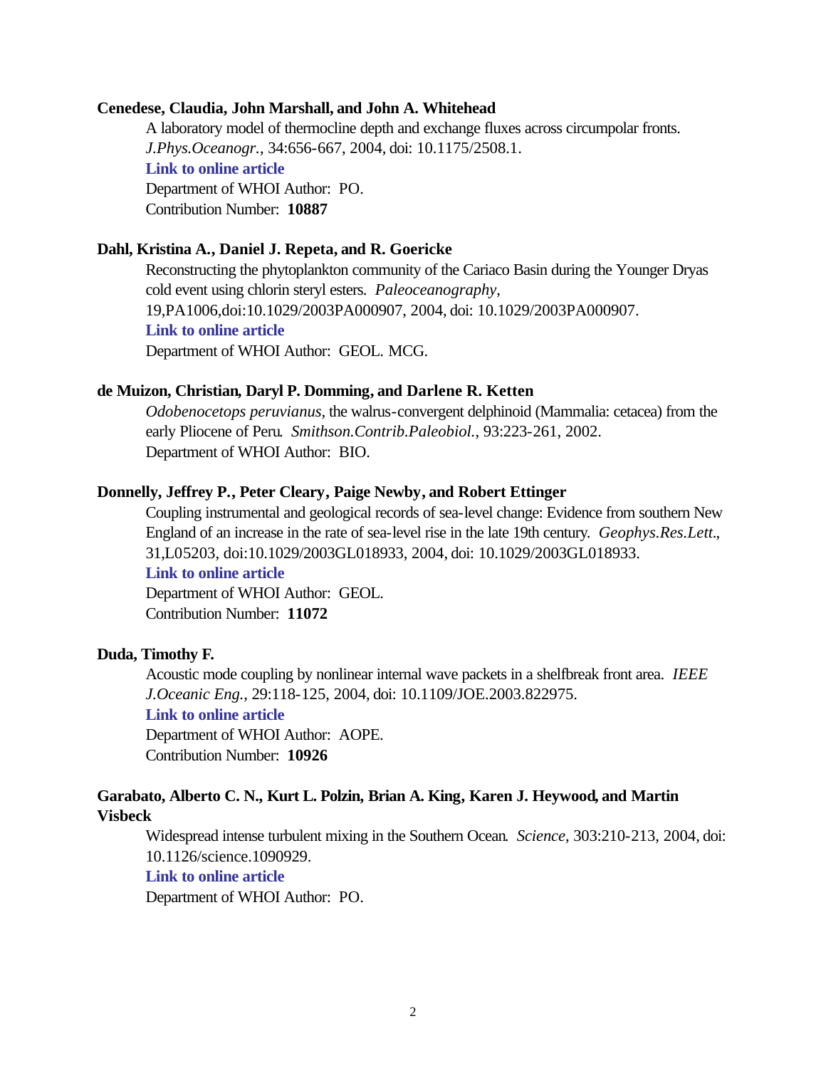**Cenedese, Claudia, John Marshall, and John A. Whitehead**

A laboratory model of thermocline depth and exchange fluxes across circumpolar fronts. *J.Phys.Oceanogr.*, 34:656-667, 2004, doi: 10.1175/2508.1.

**Link to online article**

Department of WHOI Author: PO.

Contribution Number: **10887**

**Dahl, Kristina A., Daniel J. Repeta, and R. Goericke**

Reconstructing the phytoplankton community of the Cariaco Basin during the Younger Dryas cold event using chlorin steryl esters. *Paleoceanography*, 19,PA1006,doi:10.1029/2003PA000907, 2004, doi: 10.1029/2003PA000907.

**Link to online article**

Department of WHOI Author: GEOL. MCG.

**de Muizon, Christian, Daryl P. Domming, and Darlene R. Ketten**

*Odobenocetops peruvianus*, the walrus-convergent delphinoid (Mammalia: cetacea) from the early Pliocene of Peru. *Smithson.Contrib.Paleobiol.*, 93:223-261, 2002.

Department of WHOI Author: BIO.

**Donnelly, Jeffrey P., Peter Cleary, Paige Newby, and Robert Ettinger**

Coupling instrumental and geological records of sea-level change: Evidence from southern New England of an increase in the rate of sea-level rise in the late 19th century. *Geophys.Res.Lett.*, 31,L05203, doi:10.1029/2003GL018933, 2004, doi: 10.1029/2003GL018933.

**Link to online article**

Department of WHOI Author: GEOL.

Contribution Number: **11072**

**Duda, Timothy F.**

Acoustic mode coupling by nonlinear internal wave packets in a shelfbreak front area. *IEEE J.Oceanic Eng.*, 29:118-125, 2004, doi: 10.1109/JOE.2003.822975.

**Link to online article**

Department of WHOI Author: AOPE.

Contribution Number: **10926**

**Garabato, Alberto C. N., Kurt L. Polzin, Brian A. King, Karen J. Heywood, and Martin Visbeck**

Widespread intense turbulent mixing in the Southern Ocean. *Science*, 303:210-213, 2004, doi: 10.1126/science.1090929.

**Link to online article**

Department of WHOI Author: PO.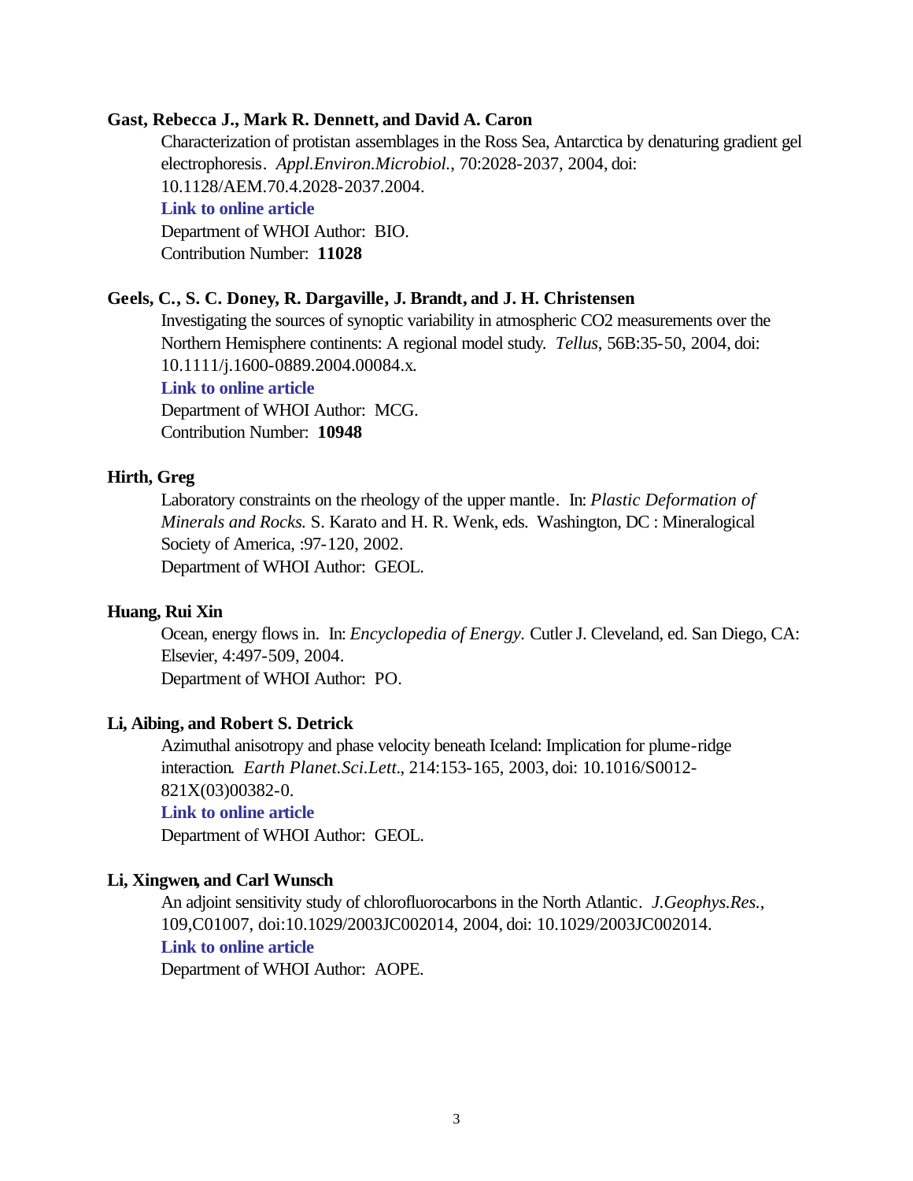**Gast, Rebecca J., Mark R. Dennett, and David A. Caron**

Characterization of protistan assemblages in the Ross Sea, Antarctica by denaturing gradient gel electrophoresis. *Appl.Environ.Microbiol.*, 70:2028-2037, 2004, doi: 10.1128/AEM.70.4.2028-2037.2004.

**Link to online article**

Department of WHOI Author: BIO.

Contribution Number: **11028**

**Geels, C., S. C. Doney, R. Dargaville, J. Brandt, and J. H. Christensen**

Investigating the sources of synoptic variability in atmospheric CO2 measurements over the Northern Hemisphere continents: A regional model study. *Tellus*, 56B:35-50, 2004, doi: 10.1111/j.1600-0889.2004.00084.x.

**Link to online article**

Department of WHOI Author: MCG.

Contribution Number: **10948**

**Hirth, Greg**

Laboratory constraints on the rheology of the upper mantle. In: *Plastic Deformation of Minerals and Rocks.* S. Karato and H. R. Wenk, eds. Washington, DC : Mineralogical Society of America, :97-120, 2002.

Department of WHOI Author: GEOL.

**Huang, Rui Xin**

Ocean, energy flows in. In: *Encyclopedia of Energy.* Cutler J. Cleveland, ed. San Diego, CA: Elsevier, 4:497-509, 2004.

Department of WHOI Author: PO.

**Li, Aibing, and Robert S. Detrick**

Azimuthal anisotropy and phase velocity beneath Iceland: Implication for plume-ridge interaction. *Earth Planet.Sci.Lett.*, 214:153-165, 2003, doi: 10.1016/S0012-821X(03)00382-0.

**Link to online article**

Department of WHOI Author: GEOL.

**Li, Xingwen, and Carl Wunsch**

An adjoint sensitivity study of chlorofluorocarbons in the North Atlantic. *J.Geophys.Res.*, 109,C01007, doi:10.1029/2003JC002014, 2004, doi: 10.1029/2003JC002014.

**Link to online article**

Department of WHOI Author: AOPE.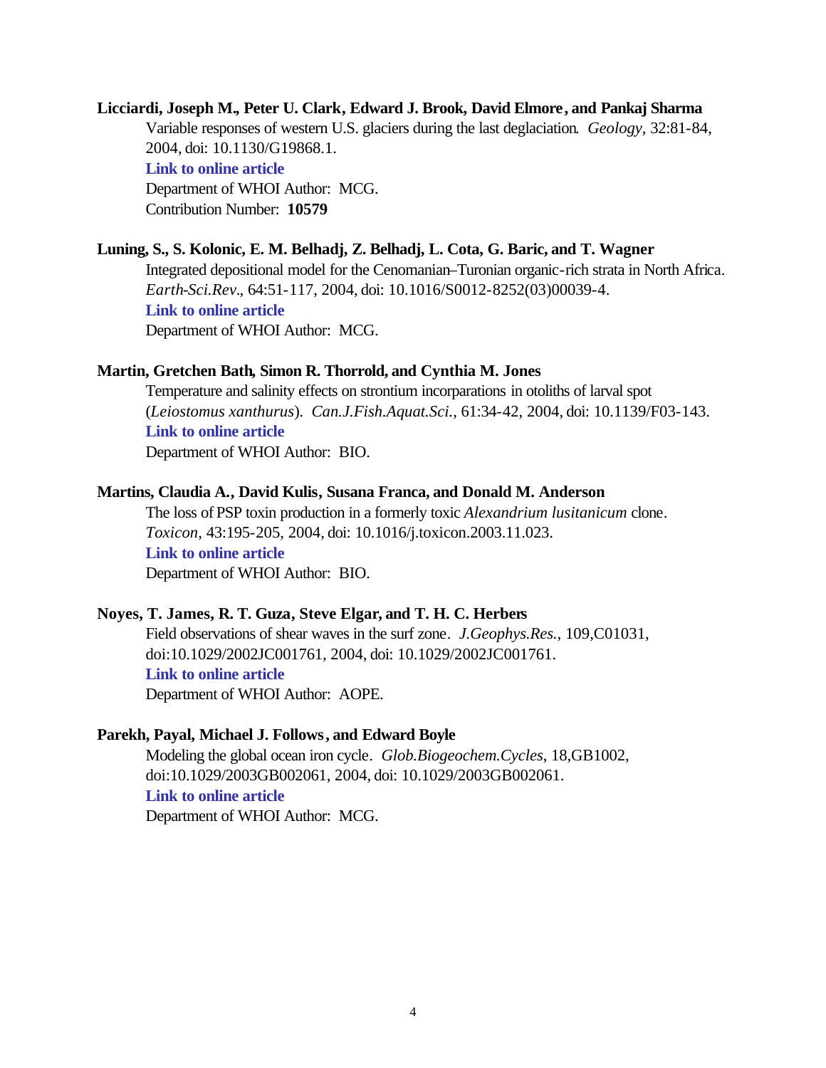**Licciardi, Joseph M., Peter U. Clark, Edward J. Brook, David Elmore, and Pankaj Sharma**

Variable responses of western U.S. glaciers during the last deglaciation. *Geology*, 32:81-84, 2004, doi: 10.1130/G19868.1.

**Link to online article**

Department of WHOI Author: MCG.

Contribution Number: **10579**

**Luning, S., S. Kolonic, E. M. Belhadj, Z. Belhadj, L. Cota, G. Baric, and T. Wagner**

Integrated depositional model for the Cenomanian–Turonian organic-rich strata in North Africa. *Earth-Sci.Rev.*, 64:51-117, 2004, doi: 10.1016/S0012-8252(03)00039-4.

**Link to online article**

Department of WHOI Author: MCG.

**Martin, Gretchen Bath, Simon R. Thorrold, and Cynthia M. Jones**

Temperature and salinity effects on strontium incorparations in otoliths of larval spot (*Leiostomus xanthurus*). *Can.J.Fish.Aquat.Sci.*, 61:34-42, 2004, doi: 10.1139/F03-143.

**Link to online article**

Department of WHOI Author: BIO.

**Martins, Claudia A., David Kulis, Susana Franca, and Donald M. Anderson**

The loss of PSP toxin production in a formerly toxic *Alexandrium lusitanicum* clone. *Toxicon*, 43:195-205, 2004, doi: 10.1016/j.toxicon.2003.11.023.

**Link to online article**

Department of WHOI Author: BIO.

**Noyes, T. James, R. T. Guza, Steve Elgar, and T. H. C. Herbers**

Field observations of shear waves in the surf zone. *J.Geophys.Res.*, 109,C01031, doi:10.1029/2002JC001761, 2004, doi: 10.1029/2002JC001761.

**Link to online article**

Department of WHOI Author: AOPE.

**Parekh, Payal, Michael J. Follows, and Edward Boyle**

Modeling the global ocean iron cycle. *Glob.Biogeochem.Cycles*, 18,GB1002, doi:10.1029/2003GB002061, 2004, doi: 10.1029/2003GB002061.

**Link to online article**

Department of WHOI Author: MCG.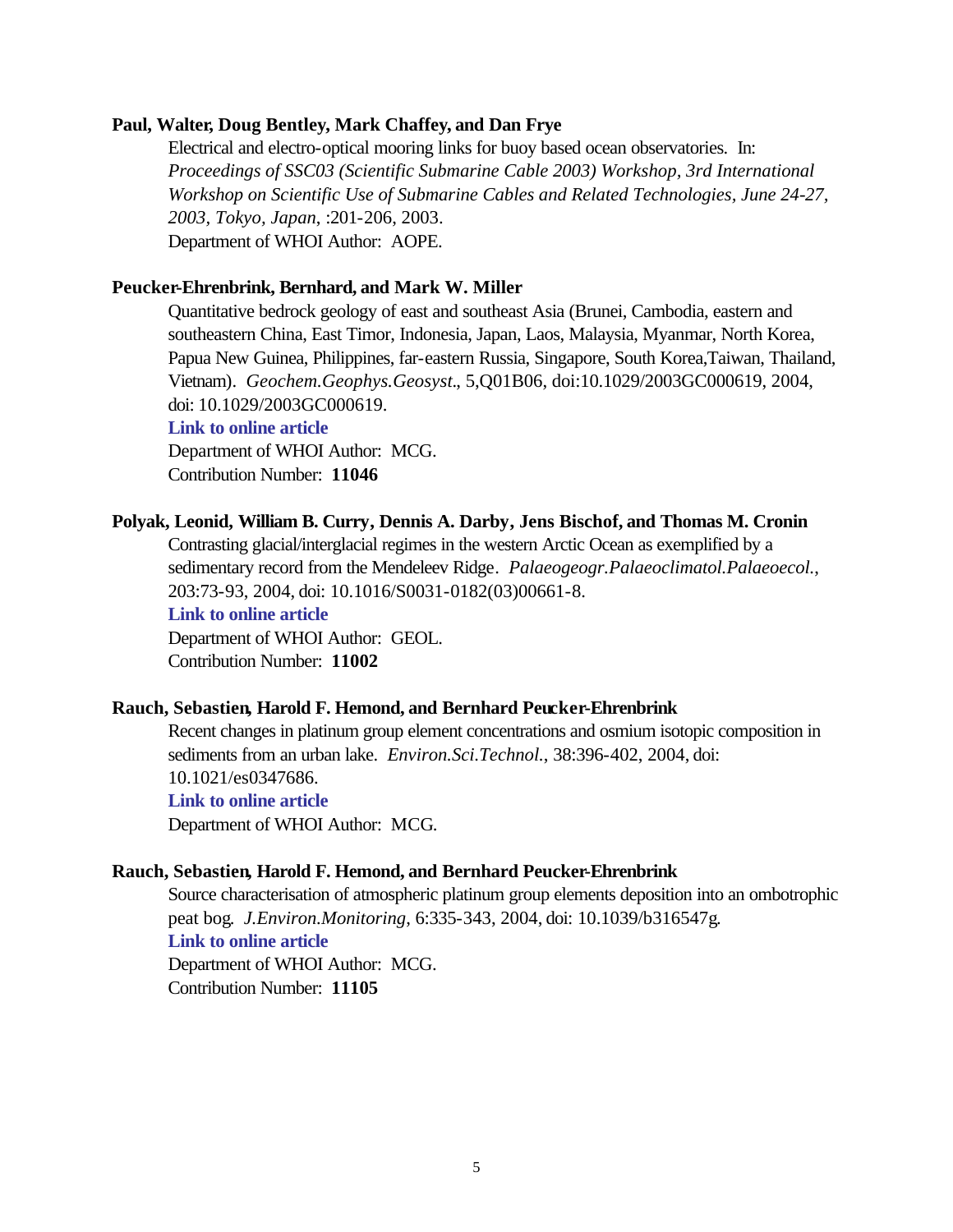**Paul, Walter, Doug Bentley, Mark Chaffey, and Dan Frye**

Electrical and electro-optical mooring links for buoy based ocean observatories. In: *Proceedings of SSC03 (Scientific Submarine Cable 2003) Workshop, 3rd International Workshop on Scientific Use of Submarine Cables and Related Technologies, June 24-27, 2003, Tokyo, Japan*, :201-206, 2003.
Department of WHOI Author: AOPE.

**Peucker-Ehrenbrink, Bernhard, and Mark W. Miller**

Quantitative bedrock geology of east and southeast Asia (Brunei, Cambodia, eastern and southeastern China, East Timor, Indonesia, Japan, Laos, Malaysia, Myanmar, North Korea, Papua New Guinea, Philippines, far-eastern Russia, Singapore, South Korea,Taiwan, Thailand, Vietnam). *Geochem.Geophys.Geosyst.*, 5,Q01B06, doi:10.1029/2003GC000619, 2004, doi: 10.1029/2003GC000619.
**Link to online article**
Department of WHOI Author: MCG.
Contribution Number: **11046**

**Polyak, Leonid, William B. Curry, Dennis A. Darby, Jens Bischof, and Thomas M. Cronin**

Contrasting glacial/interglacial regimes in the western Arctic Ocean as exemplified by a sedimentary record from the Mendeleev Ridge. *Palaeogeogr.Palaeoclimatol.Palaeoecol.*, 203:73-93, 2004, doi: 10.1016/S0031-0182(03)00661-8.
**Link to online article**
Department of WHOI Author: GEOL.
Contribution Number: **11002**

**Rauch, Sebastien, Harold F. Hemond, and Bernhard Peucker-Ehrenbrink**

Recent changes in platinum group element concentrations and osmium isotopic composition in sediments from an urban lake. *Environ.Sci.Technol.*, 38:396-402, 2004, doi: 10.1021/es0347686.
**Link to online article**
Department of WHOI Author: MCG.

**Rauch, Sebastien, Harold F. Hemond, and Bernhard Peucker-Ehrenbrink**

Source characterisation of atmospheric platinum group elements deposition into an ombotrophic peat bog. *J.Environ.Monitoring*, 6:335-343, 2004, doi: 10.1039/b316547g.
**Link to online article**
Department of WHOI Author: MCG.
Contribution Number: **11105**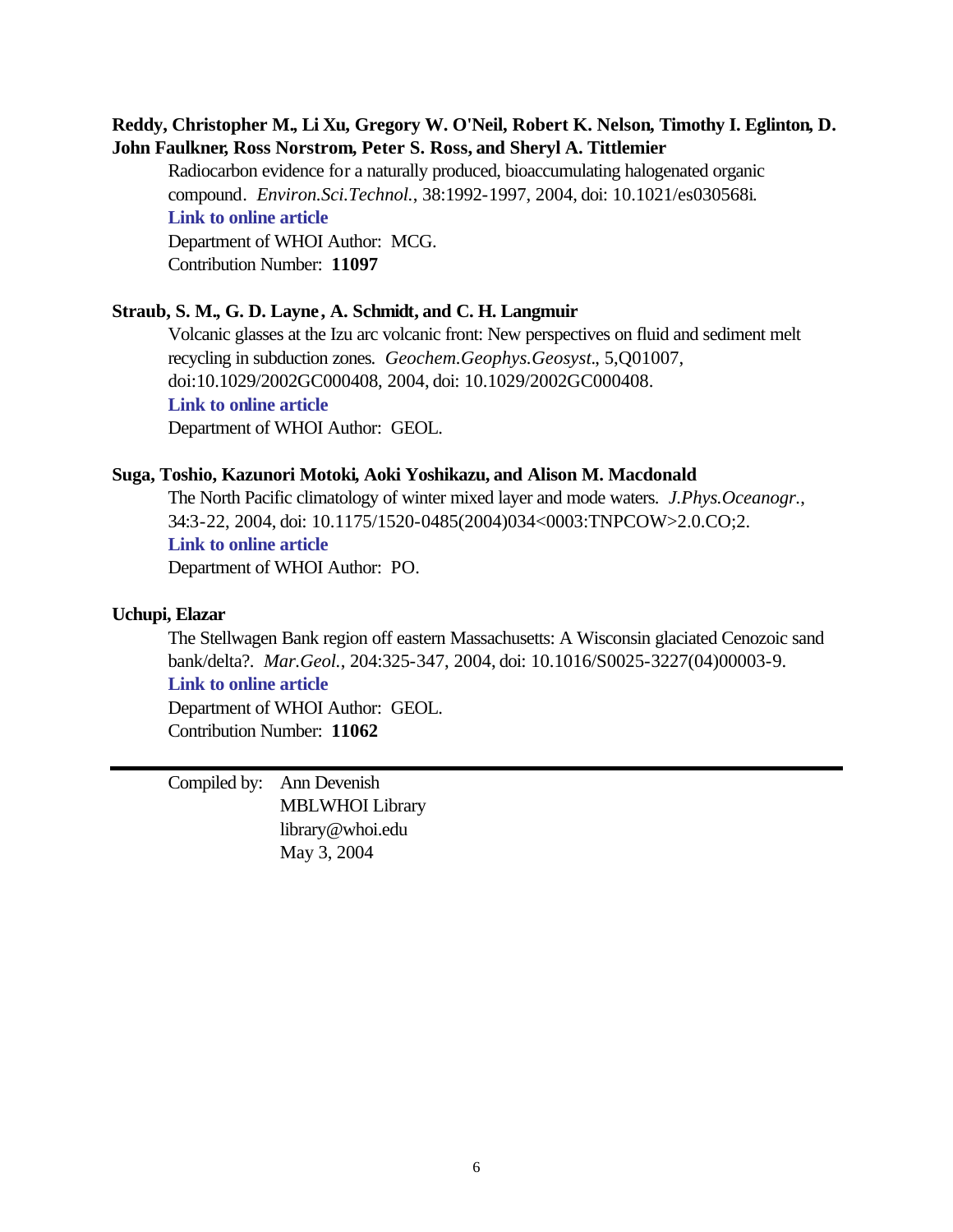**Reddy, Christopher M., Li Xu, Gregory W. O'Neil, Robert K. Nelson, Timothy I. Eglinton, D. John Faulkner, Ross Norstrom, Peter S. Ross, and Sheryl A. Tittlemier**

Radiocarbon evidence for a naturally produced, bioaccumulating halogenated organic compound. *Environ.Sci.Technol.*, 38:1992-1997, 2004, doi: 10.1021/es030568i.

**Link to online article**

Department of WHOI Author: MCG.

Contribution Number: **11097**

**Straub, S. M., G. D. Layne, A. Schmidt, and C. H. Langmuir**

Volcanic glasses at the Izu arc volcanic front: New perspectives on fluid and sediment melt recycling in subduction zones. *Geochem.Geophys.Geosyst.*, 5,Q01007, doi:10.1029/2002GC000408, 2004, doi: 10.1029/2002GC000408.

**Link to online article**

Department of WHOI Author: GEOL.

**Suga, Toshio, Kazunori Motoki, Aoki Yoshikazu, and Alison M. Macdonald**

The North Pacific climatology of winter mixed layer and mode waters. *J.Phys.Oceanogr.*, 34:3-22, 2004, doi: 10.1175/1520-0485(2004)034<0003:TNPCOW>2.0.CO;2.

**Link to online article**

Department of WHOI Author: PO.

**Uchupi, Elazar**

The Stellwagen Bank region off eastern Massachusetts: A Wisconsin glaciated Cenozoic sand bank/delta?. *Mar.Geol.*, 204:325-347, 2004, doi: 10.1016/S0025-3227(04)00003-9.

**Link to online article**

Department of WHOI Author: GEOL.

Contribution Number: **11062**

---

Compiled by: Ann Devenish
MBLWHOI Library
library@whoi.edu
May 3, 2004